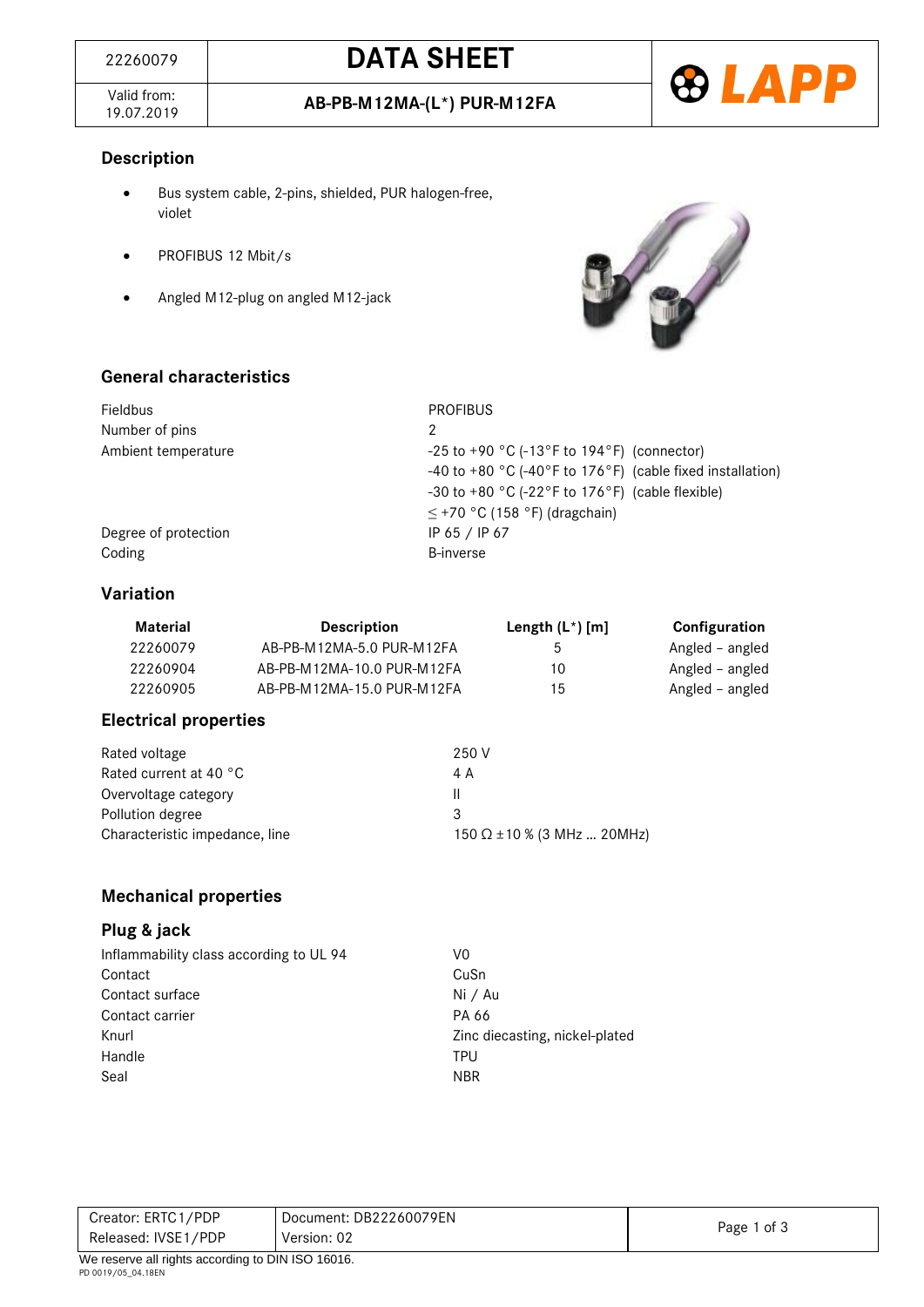| 22260079 | DATA SHEET |
| --- | --- |
| Valid from: 19.07.2019 | AB-PB-M12MA-(L*) PUR-M12FA |

## Description

- Bus system cable, 2-pins, shielded, PUR halogen-free, violet
- PROFIBUS 12 Mbit/s
- Angled M12-plug on angled M12-jack

## General characteristics

| | |
| --- | --- |
| Fieldbus | PROFIBUS |
| Number of pins | 2 |
| Ambient temperature | -25 to +90 °C (-13°F to 194°F) (connector)<br>-40 to +80 °C (-40°F to 176°F) (cable fixed installation)<br>-30 to +80 °C (-22°F to 176°F) (cable flexible)<br>≤ +70 °C (158 °F) (dragchain) |
| Degree of protection | IP 65 / IP 67 |
| Coding | B-inverse |

## Variation

| Material | Description | Length (L*) [m] | Configuration |
| --- | --- | --- | --- |
| 22260079 | AB-PB-M12MA-5.0 PUR-M12FA | 5 | Angled – angled |
| 22260904 | AB-PB-M12MA-10.0 PUR-M12FA | 10 | Angled – angled |
| 22260905 | AB-PB-M12MA-15.0 PUR-M12FA | 15 | Angled – angled |

## Electrical properties

| | |
| --- | --- |
| Rated voltage | 250 V |
| Rated current at 40 °C | 4 A |
| Overvoltage category | II |
| Pollution degree | 3 |
| Characteristic impedance, line | 150 Ω ±10 % (3 MHz … 20MHz) |

## Mechanical properties

### Plug & jack

| | |
| --- | --- |
| Inflammability class according to UL 94 | V0 |
| Contact | CuSn |
| Contact surface | Ni / Au |
| Contact carrier | PA 66 |
| Knurl | Zinc diecasting, nickel-plated |
| Handle | TPU |
| Seal | NBR |

| Creator: ERTC1/PDP | Document: DB22260079EN |
| --- | --- |
| Released: IVSE1/PDP | Version: 02 |

We reserve all rights according to DIN ISO 16016.

PD 0019/05_04.18EN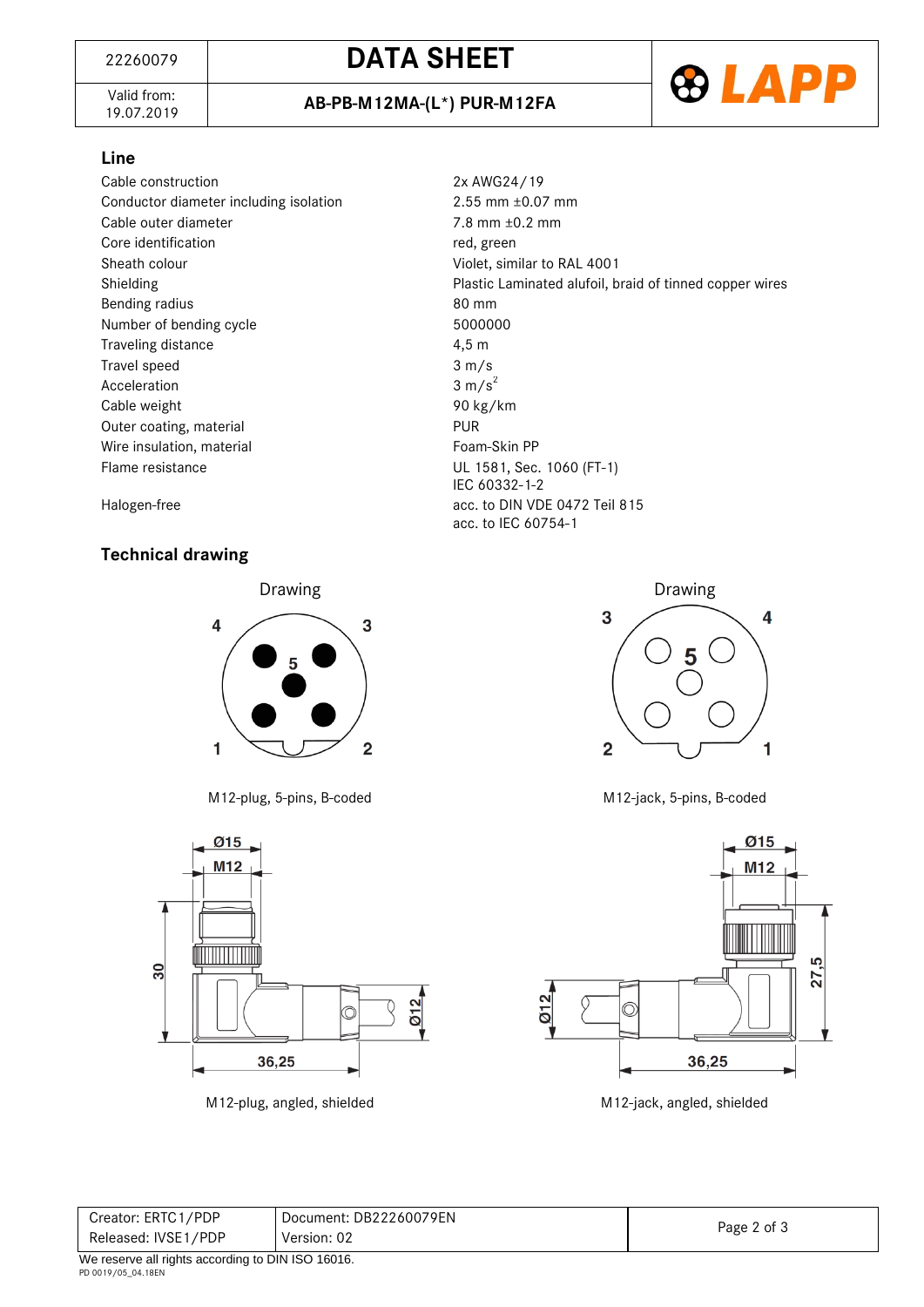## Line

| | |
|---|---|
| Cable construction | 2x AWG24/19 |
| Conductor diameter including isolation | 2.55 mm ±0.07 mm |
| Cable outer diameter | 7.8 mm ±0.2 mm |
| Core identification | red, green |
| Sheath colour | Violet, similar to RAL 4001 |
| Shielding | Plastic Laminated alufoil, braid of tinned copper wires |
| Bending radius | 80 mm |
| Number of bending cycle | 5000000 |
| Traveling distance | 4,5 m |
| Travel speed | 3 m/s |
| Acceleration | 3 m/s² |
| Cable weight | 90 kg/km |
| Outer coating, material | PUR |
| Wire insulation, material | Foam-Skin PP |
| Flame resistance | UL 1581, Sec. 1060 (FT-1)<br>IEC 60332-1-2 |
| Halogen-free | acc. to DIN VDE 0472 Teil 815<br>acc. to IEC 60754-1 |

## Technical drawing

Drawing

M12-plug, 5-pins, B-coded

Drawing

M12-jack, 5-pins, B-coded

M12-plug, angled, shielded

M12-jack, angled, shielded

| | |
|---|---|
| Creator: ERTC1/PDP<br>Released: IVSE1/PDP | Document: DB22260079EN<br>Version: 02 |

We reserve all rights according to DIN ISO 16016.

PD 0019/05_04.18EN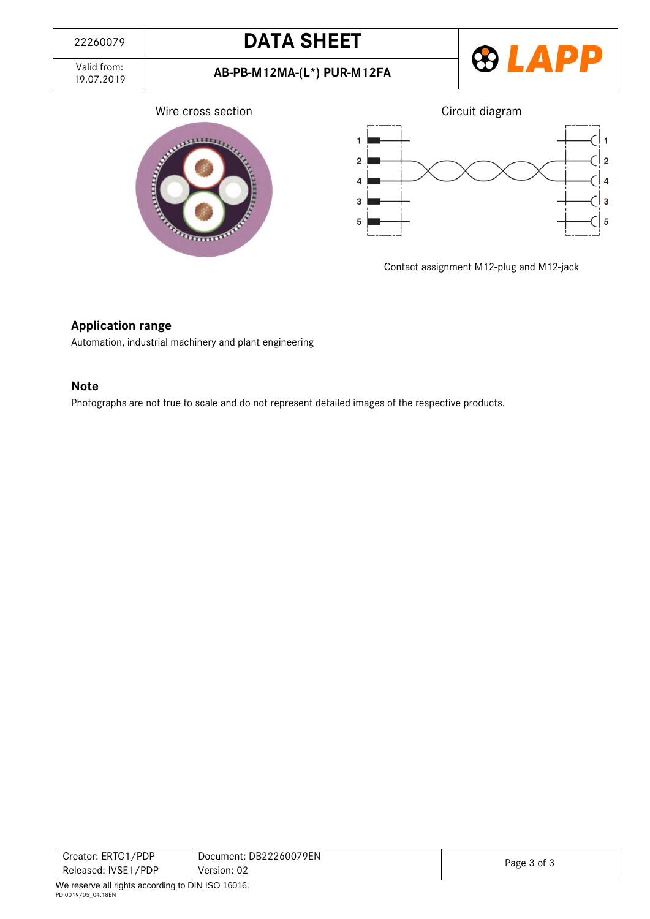Wire cross section

Circuit diagram

1
2
4
3
5

1
2
4
3
5

Contact assignment M12-plug and M12-jack

## Application range

Automation, industrial machinery and plant engineering

## Note

Photographs are not true to scale and do not represent detailed images of the respective products.